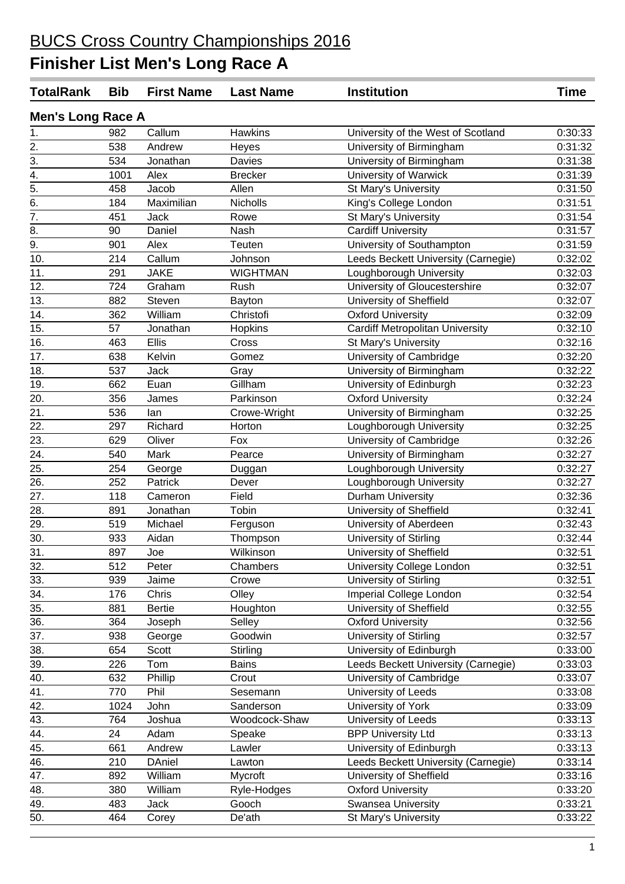# BUCS Cross Country Championships 2016

# Finisher List Men's Long Race A

| TotalRank | Bib | First Name | Last Name | Institution | Time |
|---|---|---|---|---|---|
| **Men's Long Race A** | | | | | |
| 1. | 982 | Callum | Hawkins | University of the West of Scotland | 0:30:33 |
| 2. | 538 | Andrew | Heyes | University of Birmingham | 0:31:32 |
| 3. | 534 | Jonathan | Davies | University of Birmingham | 0:31:38 |
| 4. | 1001 | Alex | Brecker | University of Warwick | 0:31:39 |
| 5. | 458 | Jacob | Allen | St Mary's University | 0:31:50 |
| 6. | 184 | Maximilian | Nicholls | King's College London | 0:31:51 |
| 7. | 451 | Jack | Rowe | St Mary's University | 0:31:54 |
| 8. | 90 | Daniel | Nash | Cardiff University | 0:31:57 |
| 9. | 901 | Alex | Teuten | University of Southampton | 0:31:59 |
| 10. | 214 | Callum | Johnson | Leeds Beckett University (Carnegie) | 0:32:02 |
| 11. | 291 | JAKE | WIGHTMAN | Loughborough University | 0:32:03 |
| 12. | 724 | Graham | Rush | University of Gloucestershire | 0:32:07 |
| 13. | 882 | Steven | Bayton | University of Sheffield | 0:32:07 |
| 14. | 362 | William | Christofi | Oxford University | 0:32:09 |
| 15. | 57 | Jonathan | Hopkins | Cardiff Metropolitan University | 0:32:10 |
| 16. | 463 | Ellis | Cross | St Mary's University | 0:32:16 |
| 17. | 638 | Kelvin | Gomez | University of Cambridge | 0:32:20 |
| 18. | 537 | Jack | Gray | University of Birmingham | 0:32:22 |
| 19. | 662 | Euan | Gillham | University of Edinburgh | 0:32:23 |
| 20. | 356 | James | Parkinson | Oxford University | 0:32:24 |
| 21. | 536 | Ian | Crowe-Wright | University of Birmingham | 0:32:25 |
| 22. | 297 | Richard | Horton | Loughborough University | 0:32:25 |
| 23. | 629 | Oliver | Fox | University of Cambridge | 0:32:26 |
| 24. | 540 | Mark | Pearce | University of Birmingham | 0:32:27 |
| 25. | 254 | George | Duggan | Loughborough University | 0:32:27 |
| 26. | 252 | Patrick | Dever | Loughborough University | 0:32:27 |
| 27. | 118 | Cameron | Field | Durham University | 0:32:36 |
| 28. | 891 | Jonathan | Tobin | University of Sheffield | 0:32:41 |
| 29. | 519 | Michael | Ferguson | University of Aberdeen | 0:32:43 |
| 30. | 933 | Aidan | Thompson | University of Stirling | 0:32:44 |
| 31. | 897 | Joe | Wilkinson | University of Sheffield | 0:32:51 |
| 32. | 512 | Peter | Chambers | University College London | 0:32:51 |
| 33. | 939 | Jaime | Crowe | University of Stirling | 0:32:51 |
| 34. | 176 | Chris | Olley | Imperial College London | 0:32:54 |
| 35. | 881 | Bertie | Houghton | University of Sheffield | 0:32:55 |
| 36. | 364 | Joseph | Selley | Oxford University | 0:32:56 |
| 37. | 938 | George | Goodwin | University of Stirling | 0:32:57 |
| 38. | 654 | Scott | Stirling | University of Edinburgh | 0:33:00 |
| 39. | 226 | Tom | Bains | Leeds Beckett University (Carnegie) | 0:33:03 |
| 40. | 632 | Phillip | Crout | University of Cambridge | 0:33:07 |
| 41. | 770 | Phil | Sesemann | University of Leeds | 0:33:08 |
| 42. | 1024 | John | Sanderson | University of York | 0:33:09 |
| 43. | 764 | Joshua | Woodcock-Shaw | University of Leeds | 0:33:13 |
| 44. | 24 | Adam | Speake | BPP University Ltd | 0:33:13 |
| 45. | 661 | Andrew | Lawler | University of Edinburgh | 0:33:13 |
| 46. | 210 | DAniel | Lawton | Leeds Beckett University (Carnegie) | 0:33:14 |
| 47. | 892 | William | Mycroft | University of Sheffield | 0:33:16 |
| 48. | 380 | William | Ryle-Hodges | Oxford University | 0:33:20 |
| 49. | 483 | Jack | Gooch | Swansea University | 0:33:21 |
| 50. | 464 | Corey | De'ath | St Mary's University | 0:33:22 |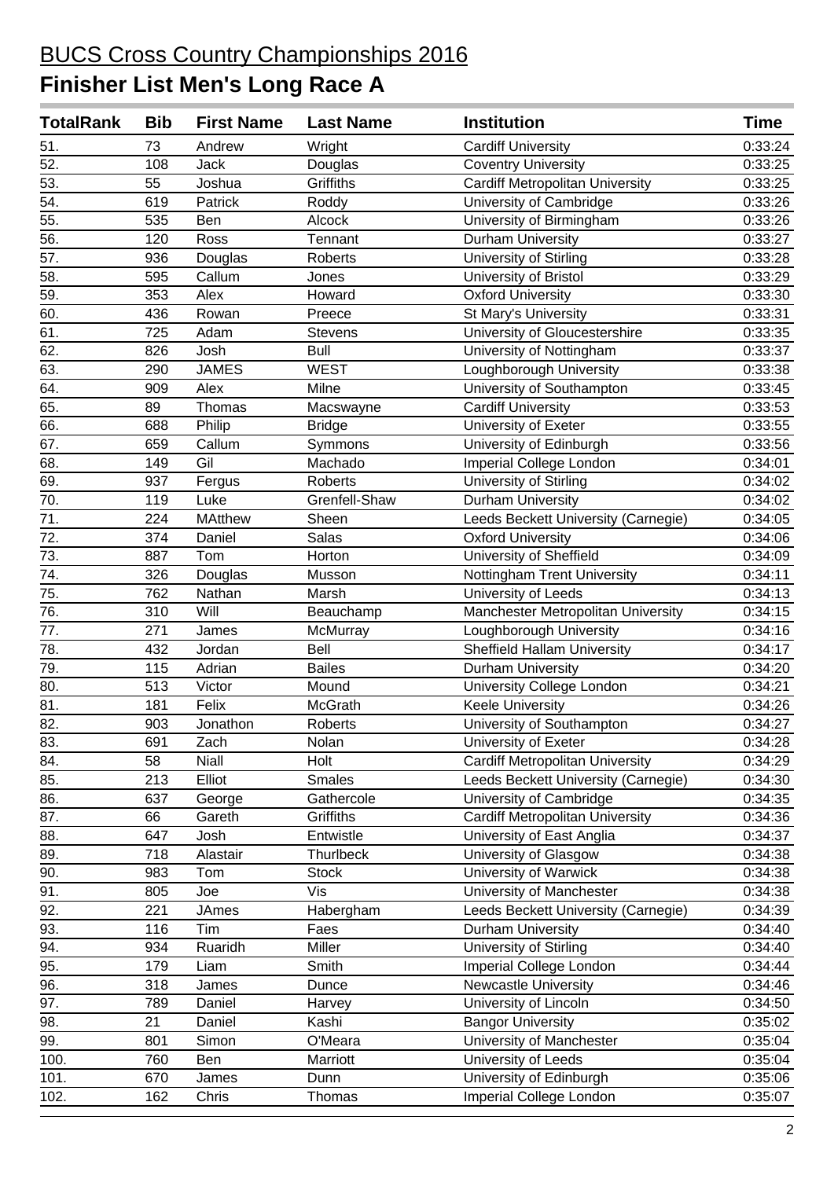# BUCS Cross Country Championships 2016

# Finisher List Men's Long Race A

| TotalRank | Bib | First Name | Last Name | Institution | Time |
|---|---|---|---|---|---|
| 51. | 73 | Andrew | Wright | Cardiff University | 0:33:24 |
| 52. | 108 | Jack | Douglas | Coventry University | 0:33:25 |
| 53. | 55 | Joshua | Griffiths | Cardiff Metropolitan University | 0:33:25 |
| 54. | 619 | Patrick | Roddy | University of Cambridge | 0:33:26 |
| 55. | 535 | Ben | Alcock | University of Birmingham | 0:33:26 |
| 56. | 120 | Ross | Tennant | Durham University | 0:33:27 |
| 57. | 936 | Douglas | Roberts | University of Stirling | 0:33:28 |
| 58. | 595 | Callum | Jones | University of Bristol | 0:33:29 |
| 59. | 353 | Alex | Howard | Oxford University | 0:33:30 |
| 60. | 436 | Rowan | Preece | St Mary's University | 0:33:31 |
| 61. | 725 | Adam | Stevens | University of Gloucestershire | 0:33:35 |
| 62. | 826 | Josh | Bull | University of Nottingham | 0:33:37 |
| 63. | 290 | JAMES | WEST | Loughborough University | 0:33:38 |
| 64. | 909 | Alex | Milne | University of Southampton | 0:33:45 |
| 65. | 89 | Thomas | Macswayne | Cardiff University | 0:33:53 |
| 66. | 688 | Philip | Bridge | University of Exeter | 0:33:55 |
| 67. | 659 | Callum | Symmons | University of Edinburgh | 0:33:56 |
| 68. | 149 | Gil | Machado | Imperial College London | 0:34:01 |
| 69. | 937 | Fergus | Roberts | University of Stirling | 0:34:02 |
| 70. | 119 | Luke | Grenfell-Shaw | Durham University | 0:34:02 |
| 71. | 224 | MAtthew | Sheen | Leeds Beckett University (Carnegie) | 0:34:05 |
| 72. | 374 | Daniel | Salas | Oxford University | 0:34:06 |
| 73. | 887 | Tom | Horton | University of Sheffield | 0:34:09 |
| 74. | 326 | Douglas | Musson | Nottingham Trent University | 0:34:11 |
| 75. | 762 | Nathan | Marsh | University of Leeds | 0:34:13 |
| 76. | 310 | Will | Beauchamp | Manchester Metropolitan University | 0:34:15 |
| 77. | 271 | James | McMurray | Loughborough University | 0:34:16 |
| 78. | 432 | Jordan | Bell | Sheffield Hallam University | 0:34:17 |
| 79. | 115 | Adrian | Bailes | Durham University | 0:34:20 |
| 80. | 513 | Victor | Mound | University College London | 0:34:21 |
| 81. | 181 | Felix | McGrath | Keele University | 0:34:26 |
| 82. | 903 | Jonathon | Roberts | University of Southampton | 0:34:27 |
| 83. | 691 | Zach | Nolan | University of Exeter | 0:34:28 |
| 84. | 58 | Niall | Holt | Cardiff Metropolitan University | 0:34:29 |
| 85. | 213 | Elliot | Smales | Leeds Beckett University (Carnegie) | 0:34:30 |
| 86. | 637 | George | Gathercole | University of Cambridge | 0:34:35 |
| 87. | 66 | Gareth | Griffiths | Cardiff Metropolitan University | 0:34:36 |
| 88. | 647 | Josh | Entwistle | University of East Anglia | 0:34:37 |
| 89. | 718 | Alastair | Thurlbeck | University of Glasgow | 0:34:38 |
| 90. | 983 | Tom | Stock | University of Warwick | 0:34:38 |
| 91. | 805 | Joe | Vis | University of Manchester | 0:34:38 |
| 92. | 221 | JAmes | Habergham | Leeds Beckett University (Carnegie) | 0:34:39 |
| 93. | 116 | Tim | Faes | Durham University | 0:34:40 |
| 94. | 934 | Ruaridh | Miller | University of Stirling | 0:34:40 |
| 95. | 179 | Liam | Smith | Imperial College London | 0:34:44 |
| 96. | 318 | James | Dunce | Newcastle University | 0:34:46 |
| 97. | 789 | Daniel | Harvey | University of Lincoln | 0:34:50 |
| 98. | 21 | Daniel | Kashi | Bangor University | 0:35:02 |
| 99. | 801 | Simon | O'Meara | University of Manchester | 0:35:04 |
| 100. | 760 | Ben | Marriott | University of Leeds | 0:35:04 |
| 101. | 670 | James | Dunn | University of Edinburgh | 0:35:06 |
| 102. | 162 | Chris | Thomas | Imperial College London | 0:35:07 |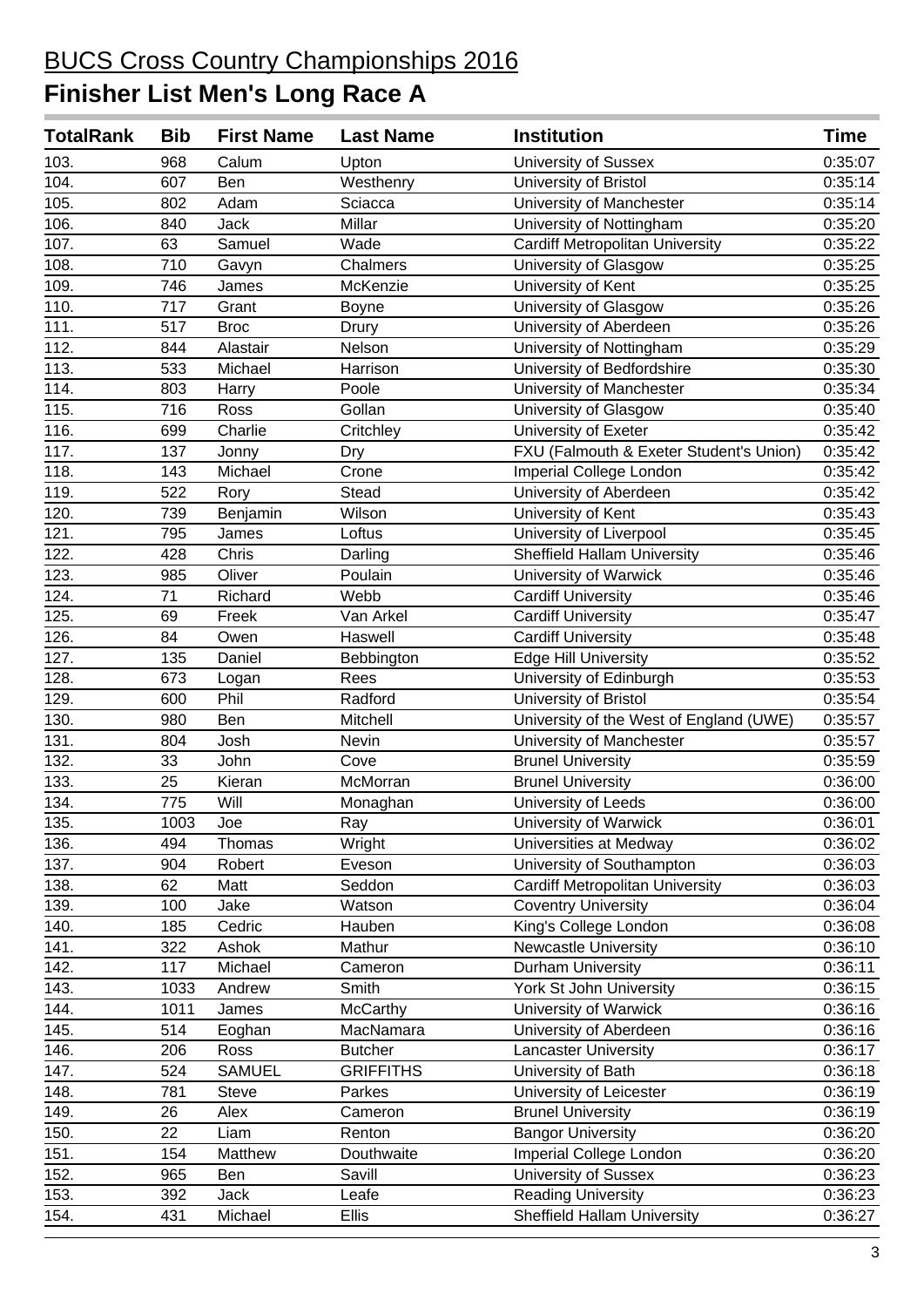# BUCS Cross Country Championships 2016

# Finisher List Men's Long Race A

| TotalRank | Bib | First Name | Last Name | Institution | Time |
|---|---|---|---|---|---|
| 103. | 968 | Calum | Upton | University of Sussex | 0:35:07 |
| 104. | 607 | Ben | Westhenry | University of Bristol | 0:35:14 |
| 105. | 802 | Adam | Sciacca | University of Manchester | 0:35:14 |
| 106. | 840 | Jack | Millar | University of Nottingham | 0:35:20 |
| 107. | 63 | Samuel | Wade | Cardiff Metropolitan University | 0:35:22 |
| 108. | 710 | Gavyn | Chalmers | University of Glasgow | 0:35:25 |
| 109. | 746 | James | McKenzie | University of Kent | 0:35:25 |
| 110. | 717 | Grant | Boyne | University of Glasgow | 0:35:26 |
| 111. | 517 | Broc | Drury | University of Aberdeen | 0:35:26 |
| 112. | 844 | Alastair | Nelson | University of Nottingham | 0:35:29 |
| 113. | 533 | Michael | Harrison | University of Bedfordshire | 0:35:30 |
| 114. | 803 | Harry | Poole | University of Manchester | 0:35:34 |
| 115. | 716 | Ross | Gollan | University of Glasgow | 0:35:40 |
| 116. | 699 | Charlie | Critchley | University of Exeter | 0:35:42 |
| 117. | 137 | Jonny | Dry | FXU (Falmouth & Exeter Student's Union) | 0:35:42 |
| 118. | 143 | Michael | Crone | Imperial College London | 0:35:42 |
| 119. | 522 | Rory | Stead | University of Aberdeen | 0:35:42 |
| 120. | 739 | Benjamin | Wilson | University of Kent | 0:35:43 |
| 121. | 795 | James | Loftus | University of Liverpool | 0:35:45 |
| 122. | 428 | Chris | Darling | Sheffield Hallam University | 0:35:46 |
| 123. | 985 | Oliver | Poulain | University of Warwick | 0:35:46 |
| 124. | 71 | Richard | Webb | Cardiff University | 0:35:46 |
| 125. | 69 | Freek | Van Arkel | Cardiff University | 0:35:47 |
| 126. | 84 | Owen | Haswell | Cardiff University | 0:35:48 |
| 127. | 135 | Daniel | Bebbington | Edge Hill University | 0:35:52 |
| 128. | 673 | Logan | Rees | University of Edinburgh | 0:35:53 |
| 129. | 600 | Phil | Radford | University of Bristol | 0:35:54 |
| 130. | 980 | Ben | Mitchell | University of the West of England (UWE) | 0:35:57 |
| 131. | 804 | Josh | Nevin | University of Manchester | 0:35:57 |
| 132. | 33 | John | Cove | Brunel University | 0:35:59 |
| 133. | 25 | Kieran | McMorran | Brunel University | 0:36:00 |
| 134. | 775 | Will | Monaghan | University of Leeds | 0:36:00 |
| 135. | 1003 | Joe | Ray | University of Warwick | 0:36:01 |
| 136. | 494 | Thomas | Wright | Universities at Medway | 0:36:02 |
| 137. | 904 | Robert | Eveson | University of Southampton | 0:36:03 |
| 138. | 62 | Matt | Seddon | Cardiff Metropolitan University | 0:36:03 |
| 139. | 100 | Jake | Watson | Coventry University | 0:36:04 |
| 140. | 185 | Cedric | Hauben | King's College London | 0:36:08 |
| 141. | 322 | Ashok | Mathur | Newcastle University | 0:36:10 |
| 142. | 117 | Michael | Cameron | Durham University | 0:36:11 |
| 143. | 1033 | Andrew | Smith | York St John University | 0:36:15 |
| 144. | 1011 | James | McCarthy | University of Warwick | 0:36:16 |
| 145. | 514 | Eoghan | MacNamara | University of Aberdeen | 0:36:16 |
| 146. | 206 | Ross | Butcher | Lancaster University | 0:36:17 |
| 147. | 524 | SAMUEL | GRIFFITHS | University of Bath | 0:36:18 |
| 148. | 781 | Steve | Parkes | University of Leicester | 0:36:19 |
| 149. | 26 | Alex | Cameron | Brunel University | 0:36:19 |
| 150. | 22 | Liam | Renton | Bangor University | 0:36:20 |
| 151. | 154 | Matthew | Douthwaite | Imperial College London | 0:36:20 |
| 152. | 965 | Ben | Savill | University of Sussex | 0:36:23 |
| 153. | 392 | Jack | Leafe | Reading University | 0:36:23 |
| 154. | 431 | Michael | Ellis | Sheffield Hallam University | 0:36:27 |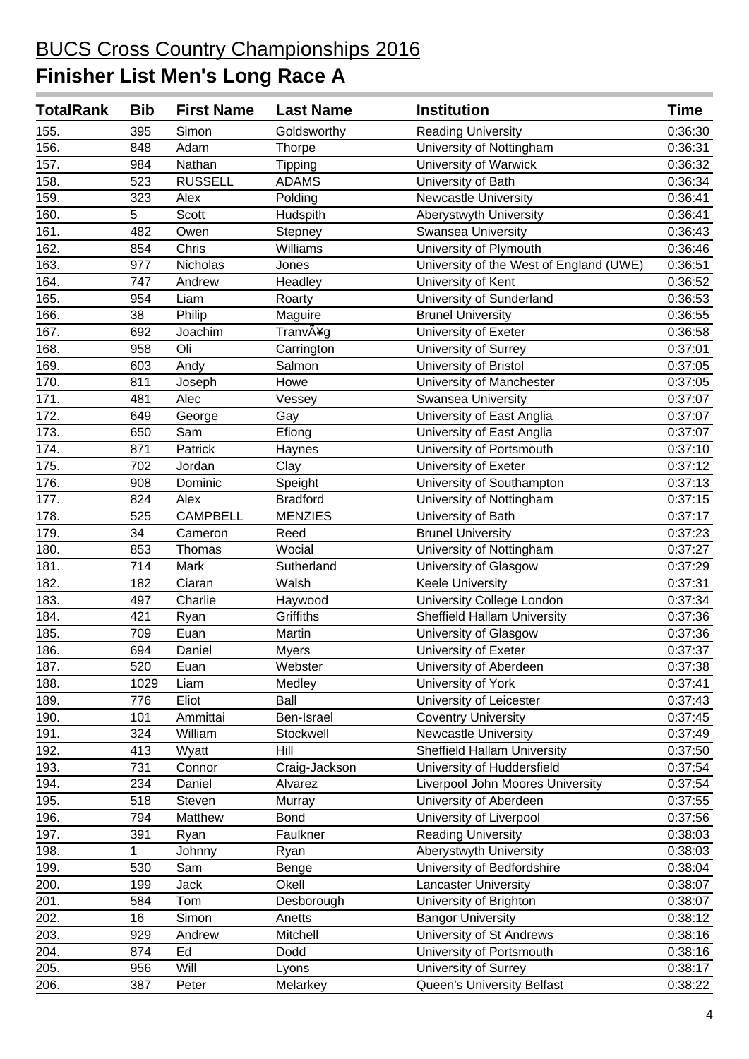# BUCS Cross Country Championships 2016

## Finisher List Men's Long Race A

| TotalRank | Bib | First Name | Last Name | Institution | Time |
|---|---|---|---|---|---|
| 155. | 395 | Simon | Goldsworthy | Reading University | 0:36:30 |
| 156. | 848 | Adam | Thorpe | University of Nottingham | 0:36:31 |
| 157. | 984 | Nathan | Tipping | University of Warwick | 0:36:32 |
| 158. | 523 | RUSSELL | ADAMS | University of Bath | 0:36:34 |
| 159. | 323 | Alex | Polding | Newcastle University | 0:36:41 |
| 160. | 5 | Scott | Hudspith | Aberystwyth University | 0:36:41 |
| 161. | 482 | Owen | Stepney | Swansea University | 0:36:43 |
| 162. | 854 | Chris | Williams | University of Plymouth | 0:36:46 |
| 163. | 977 | Nicholas | Jones | University of the West of England (UWE) | 0:36:51 |
| 164. | 747 | Andrew | Headley | University of Kent | 0:36:52 |
| 165. | 954 | Liam | Roarty | University of Sunderland | 0:36:53 |
| 166. | 38 | Philip | Maguire | Brunel University | 0:36:55 |
| 167. | 692 | Joachim | TranvÃ¥g | University of Exeter | 0:36:58 |
| 168. | 958 | Oli | Carrington | University of Surrey | 0:37:01 |
| 169. | 603 | Andy | Salmon | University of Bristol | 0:37:05 |
| 170. | 811 | Joseph | Howe | University of Manchester | 0:37:05 |
| 171. | 481 | Alec | Vessey | Swansea University | 0:37:07 |
| 172. | 649 | George | Gay | University of East Anglia | 0:37:07 |
| 173. | 650 | Sam | Efiong | University of East Anglia | 0:37:07 |
| 174. | 871 | Patrick | Haynes | University of Portsmouth | 0:37:10 |
| 175. | 702 | Jordan | Clay | University of Exeter | 0:37:12 |
| 176. | 908 | Dominic | Speight | University of Southampton | 0:37:13 |
| 177. | 824 | Alex | Bradford | University of Nottingham | 0:37:15 |
| 178. | 525 | CAMPBELL | MENZIES | University of Bath | 0:37:17 |
| 179. | 34 | Cameron | Reed | Brunel University | 0:37:23 |
| 180. | 853 | Thomas | Wocial | University of Nottingham | 0:37:27 |
| 181. | 714 | Mark | Sutherland | University of Glasgow | 0:37:29 |
| 182. | 182 | Ciaran | Walsh | Keele University | 0:37:31 |
| 183. | 497 | Charlie | Haywood | University College London | 0:37:34 |
| 184. | 421 | Ryan | Griffiths | Sheffield Hallam University | 0:37:36 |
| 185. | 709 | Euan | Martin | University of Glasgow | 0:37:36 |
| 186. | 694 | Daniel | Myers | University of Exeter | 0:37:37 |
| 187. | 520 | Euan | Webster | University of Aberdeen | 0:37:38 |
| 188. | 1029 | Liam | Medley | University of York | 0:37:41 |
| 189. | 776 | Eliot | Ball | University of Leicester | 0:37:43 |
| 190. | 101 | Ammittai | Ben-Israel | Coventry University | 0:37:45 |
| 191. | 324 | William | Stockwell | Newcastle University | 0:37:49 |
| 192. | 413 | Wyatt | Hill | Sheffield Hallam University | 0:37:50 |
| 193. | 731 | Connor | Craig-Jackson | University of Huddersfield | 0:37:54 |
| 194. | 234 | Daniel | Alvarez | Liverpool John Moores University | 0:37:54 |
| 195. | 518 | Steven | Murray | University of Aberdeen | 0:37:55 |
| 196. | 794 | Matthew | Bond | University of Liverpool | 0:37:56 |
| 197. | 391 | Ryan | Faulkner | Reading University | 0:38:03 |
| 198. | 1 | Johnny | Ryan | Aberystwyth University | 0:38:03 |
| 199. | 530 | Sam | Benge | University of Bedfordshire | 0:38:04 |
| 200. | 199 | Jack | Okell | Lancaster University | 0:38:07 |
| 201. | 584 | Tom | Desborough | University of Brighton | 0:38:07 |
| 202. | 16 | Simon | Anetts | Bangor University | 0:38:12 |
| 203. | 929 | Andrew | Mitchell | University of St Andrews | 0:38:16 |
| 204. | 874 | Ed | Dodd | University of Portsmouth | 0:38:16 |
| 205. | 956 | Will | Lyons | University of Surrey | 0:38:17 |
| 206. | 387 | Peter | Melarkey | Queen's University Belfast | 0:38:22 |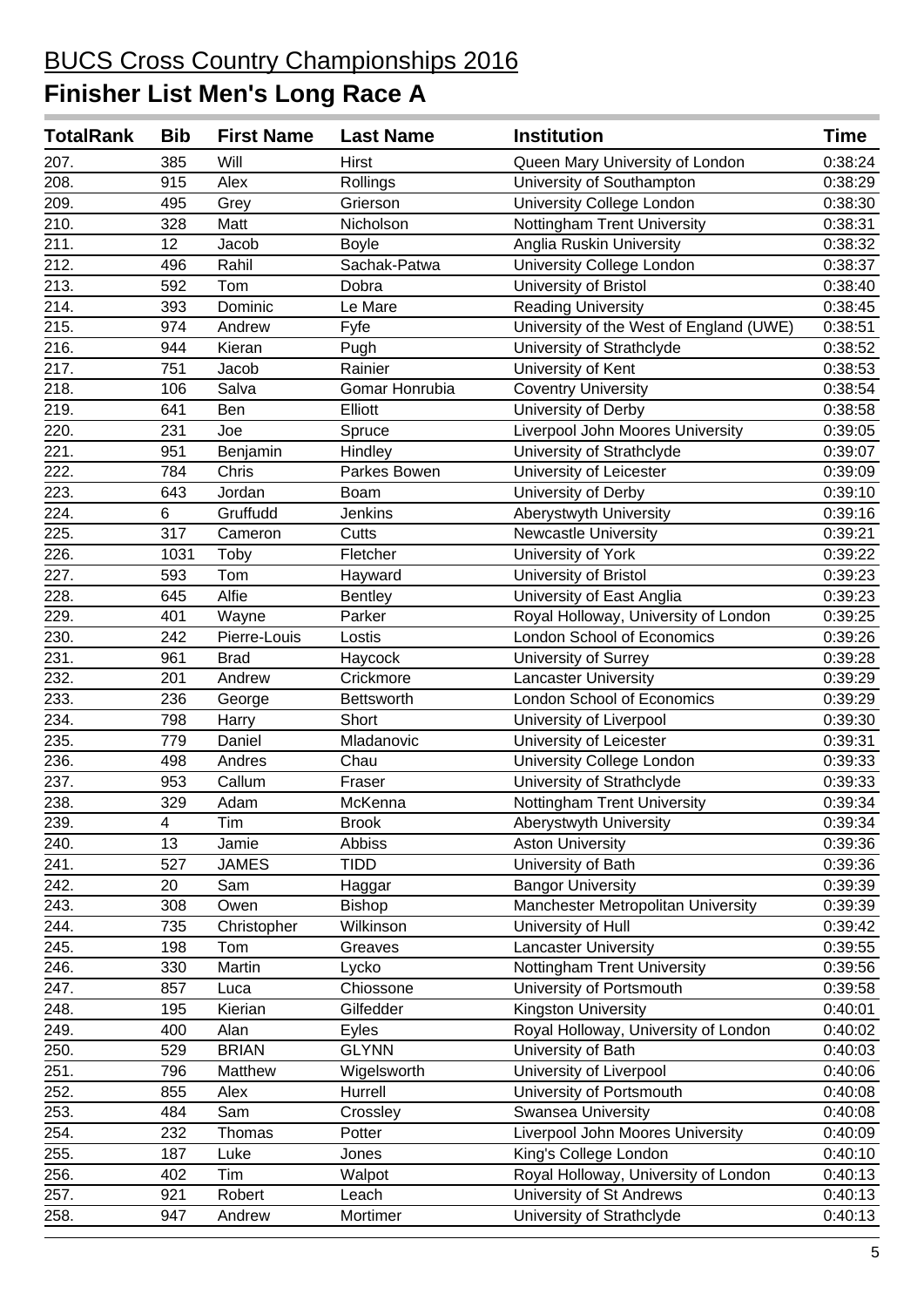# BUCS Cross Country Championships 2016

## Finisher List Men's Long Race A

| TotalRank | Bib | First Name | Last Name | Institution | Time |
|---|---|---|---|---|---|
| 207. | 385 | Will | Hirst | Queen Mary University of London | 0:38:24 |
| 208. | 915 | Alex | Rollings | University of Southampton | 0:38:29 |
| 209. | 495 | Grey | Grierson | University College London | 0:38:30 |
| 210. | 328 | Matt | Nicholson | Nottingham Trent University | 0:38:31 |
| 211. | 12 | Jacob | Boyle | Anglia Ruskin University | 0:38:32 |
| 212. | 496 | Rahil | Sachak-Patwa | University College London | 0:38:37 |
| 213. | 592 | Tom | Dobra | University of Bristol | 0:38:40 |
| 214. | 393 | Dominic | Le Mare | Reading University | 0:38:45 |
| 215. | 974 | Andrew | Fyfe | University of the West of England (UWE) | 0:38:51 |
| 216. | 944 | Kieran | Pugh | University of Strathclyde | 0:38:52 |
| 217. | 751 | Jacob | Rainier | University of Kent | 0:38:53 |
| 218. | 106 | Salva | Gomar Honrubia | Coventry University | 0:38:54 |
| 219. | 641 | Ben | Elliott | University of Derby | 0:38:58 |
| 220. | 231 | Joe | Spruce | Liverpool John Moores University | 0:39:05 |
| 221. | 951 | Benjamin | Hindley | University of Strathclyde | 0:39:07 |
| 222. | 784 | Chris | Parkes Bowen | University of Leicester | 0:39:09 |
| 223. | 643 | Jordan | Boam | University of Derby | 0:39:10 |
| 224. | 6 | Gruffudd | Jenkins | Aberystwyth University | 0:39:16 |
| 225. | 317 | Cameron | Cutts | Newcastle University | 0:39:21 |
| 226. | 1031 | Toby | Fletcher | University of York | 0:39:22 |
| 227. | 593 | Tom | Hayward | University of Bristol | 0:39:23 |
| 228. | 645 | Alfie | Bentley | University of East Anglia | 0:39:23 |
| 229. | 401 | Wayne | Parker | Royal Holloway, University of London | 0:39:25 |
| 230. | 242 | Pierre-Louis | Lostis | London School of Economics | 0:39:26 |
| 231. | 961 | Brad | Haycock | University of Surrey | 0:39:28 |
| 232. | 201 | Andrew | Crickmore | Lancaster University | 0:39:29 |
| 233. | 236 | George | Bettsworth | London School of Economics | 0:39:29 |
| 234. | 798 | Harry | Short | University of Liverpool | 0:39:30 |
| 235. | 779 | Daniel | Mladanovic | University of Leicester | 0:39:31 |
| 236. | 498 | Andres | Chau | University College London | 0:39:33 |
| 237. | 953 | Callum | Fraser | University of Strathclyde | 0:39:33 |
| 238. | 329 | Adam | McKenna | Nottingham Trent University | 0:39:34 |
| 239. | 4 | Tim | Brook | Aberystwyth University | 0:39:34 |
| 240. | 13 | Jamie | Abbiss | Aston University | 0:39:36 |
| 241. | 527 | JAMES | TIDD | University of Bath | 0:39:36 |
| 242. | 20 | Sam | Haggar | Bangor University | 0:39:39 |
| 243. | 308 | Owen | Bishop | Manchester Metropolitan University | 0:39:39 |
| 244. | 735 | Christopher | Wilkinson | University of Hull | 0:39:42 |
| 245. | 198 | Tom | Greaves | Lancaster University | 0:39:55 |
| 246. | 330 | Martin | Lycko | Nottingham Trent University | 0:39:56 |
| 247. | 857 | Luca | Chiossone | University of Portsmouth | 0:39:58 |
| 248. | 195 | Kierian | Gilfedder | Kingston University | 0:40:01 |
| 249. | 400 | Alan | Eyles | Royal Holloway, University of London | 0:40:02 |
| 250. | 529 | BRIAN | GLYNN | University of Bath | 0:40:03 |
| 251. | 796 | Matthew | Wigelsworth | University of Liverpool | 0:40:06 |
| 252. | 855 | Alex | Hurrell | University of Portsmouth | 0:40:08 |
| 253. | 484 | Sam | Crossley | Swansea University | 0:40:08 |
| 254. | 232 | Thomas | Potter | Liverpool John Moores University | 0:40:09 |
| 255. | 187 | Luke | Jones | King's College London | 0:40:10 |
| 256. | 402 | Tim | Walpot | Royal Holloway, University of London | 0:40:13 |
| 257. | 921 | Robert | Leach | University of St Andrews | 0:40:13 |
| 258. | 947 | Andrew | Mortimer | University of Strathclyde | 0:40:13 |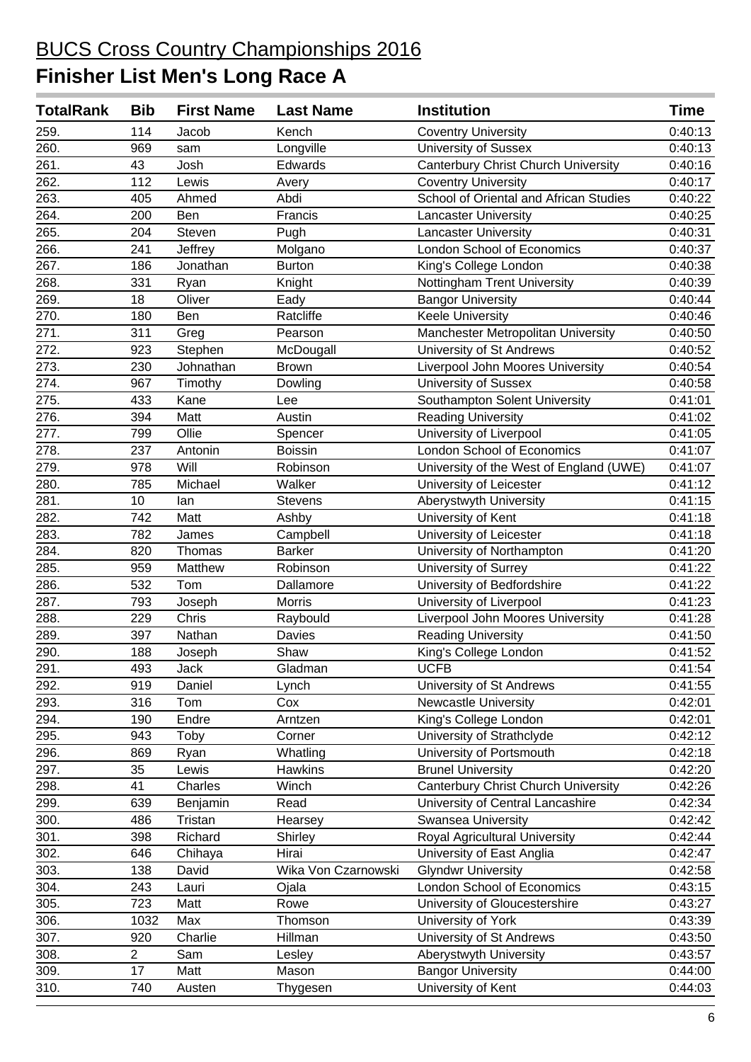# BUCS Cross Country Championships 2016

## Finisher List Men's Long Race A

| TotalRank | Bib | First Name | Last Name | Institution | Time |
|---|---|---|---|---|---|
| 259. | 114 | Jacob | Kench | Coventry University | 0:40:13 |
| 260. | 969 | sam | Longville | University of Sussex | 0:40:13 |
| 261. | 43 | Josh | Edwards | Canterbury Christ Church University | 0:40:16 |
| 262. | 112 | Lewis | Avery | Coventry University | 0:40:17 |
| 263. | 405 | Ahmed | Abdi | School of Oriental and African Studies | 0:40:22 |
| 264. | 200 | Ben | Francis | Lancaster University | 0:40:25 |
| 265. | 204 | Steven | Pugh | Lancaster University | 0:40:31 |
| 266. | 241 | Jeffrey | Molgano | London School of Economics | 0:40:37 |
| 267. | 186 | Jonathan | Burton | King's College London | 0:40:38 |
| 268. | 331 | Ryan | Knight | Nottingham Trent University | 0:40:39 |
| 269. | 18 | Oliver | Eady | Bangor University | 0:40:44 |
| 270. | 180 | Ben | Ratcliffe | Keele University | 0:40:46 |
| 271. | 311 | Greg | Pearson | Manchester Metropolitan University | 0:40:50 |
| 272. | 923 | Stephen | McDougall | University of St Andrews | 0:40:52 |
| 273. | 230 | Johnathan | Brown | Liverpool John Moores University | 0:40:54 |
| 274. | 967 | Timothy | Dowling | University of Sussex | 0:40:58 |
| 275. | 433 | Kane | Lee | Southampton Solent University | 0:41:01 |
| 276. | 394 | Matt | Austin | Reading University | 0:41:02 |
| 277. | 799 | Ollie | Spencer | University of Liverpool | 0:41:05 |
| 278. | 237 | Antonin | Boissin | London School of Economics | 0:41:07 |
| 279. | 978 | Will | Robinson | University of the West of England (UWE) | 0:41:07 |
| 280. | 785 | Michael | Walker | University of Leicester | 0:41:12 |
| 281. | 10 | Ian | Stevens | Aberystwyth University | 0:41:15 |
| 282. | 742 | Matt | Ashby | University of Kent | 0:41:18 |
| 283. | 782 | James | Campbell | University of Leicester | 0:41:18 |
| 284. | 820 | Thomas | Barker | University of Northampton | 0:41:20 |
| 285. | 959 | Matthew | Robinson | University of Surrey | 0:41:22 |
| 286. | 532 | Tom | Dallamore | University of Bedfordshire | 0:41:22 |
| 287. | 793 | Joseph | Morris | University of Liverpool | 0:41:23 |
| 288. | 229 | Chris | Raybould | Liverpool John Moores University | 0:41:28 |
| 289. | 397 | Nathan | Davies | Reading University | 0:41:50 |
| 290. | 188 | Joseph | Shaw | King's College London | 0:41:52 |
| 291. | 493 | Jack | Gladman | UCFB | 0:41:54 |
| 292. | 919 | Daniel | Lynch | University of St Andrews | 0:41:55 |
| 293. | 316 | Tom | Cox | Newcastle University | 0:42:01 |
| 294. | 190 | Endre | Arntzen | King's College London | 0:42:01 |
| 295. | 943 | Toby | Corner | University of Strathclyde | 0:42:12 |
| 296. | 869 | Ryan | Whatling | University of Portsmouth | 0:42:18 |
| 297. | 35 | Lewis | Hawkins | Brunel University | 0:42:20 |
| 298. | 41 | Charles | Winch | Canterbury Christ Church University | 0:42:26 |
| 299. | 639 | Benjamin | Read | University of Central Lancashire | 0:42:34 |
| 300. | 486 | Tristan | Hearsey | Swansea University | 0:42:42 |
| 301. | 398 | Richard | Shirley | Royal Agricultural University | 0:42:44 |
| 302. | 646 | Chihaya | Hirai | University of East Anglia | 0:42:47 |
| 303. | 138 | David | Wika Von Czarnowski | Glyndwr University | 0:42:58 |
| 304. | 243 | Lauri | Ojala | London School of Economics | 0:43:15 |
| 305. | 723 | Matt | Rowe | University of Gloucestershire | 0:43:27 |
| 306. | 1032 | Max | Thomson | University of York | 0:43:39 |
| 307. | 920 | Charlie | Hillman | University of St Andrews | 0:43:50 |
| 308. | 2 | Sam | Lesley | Aberystwyth University | 0:43:57 |
| 309. | 17 | Matt | Mason | Bangor University | 0:44:00 |
| 310. | 740 | Austen | Thygesen | University of Kent | 0:44:03 |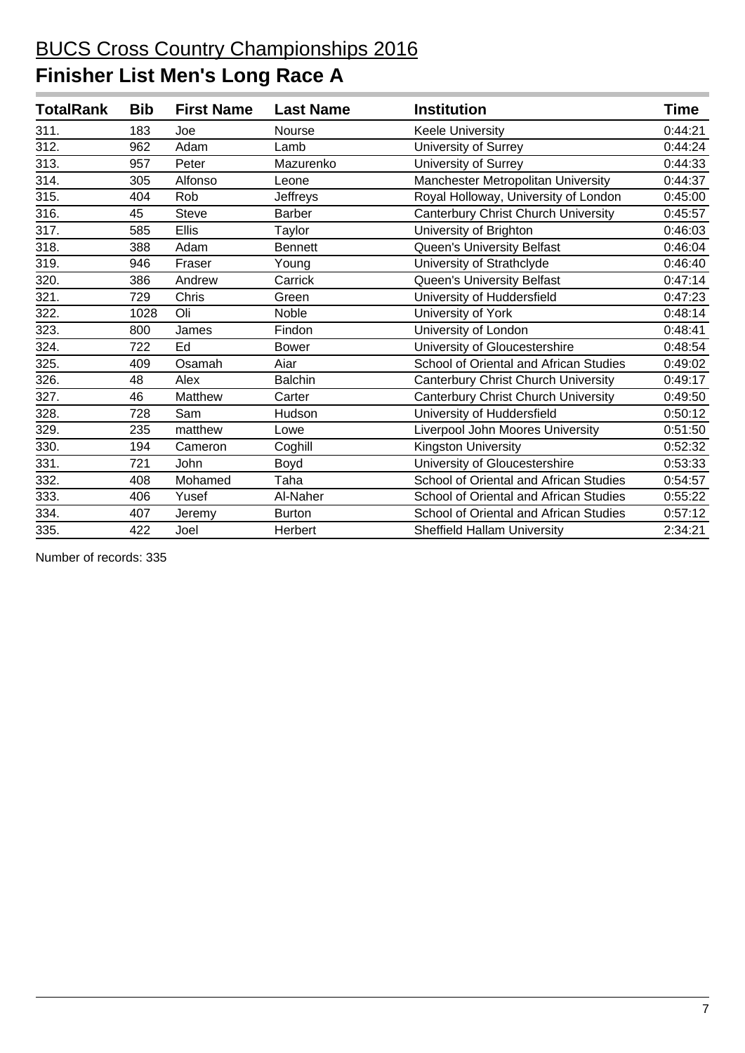# BUCS Cross Country Championships 2016

## Finisher List Men's Long Race A

| TotalRank | Bib | First Name | Last Name | Institution | Time |
|---|---|---|---|---|---|
| 311. | 183 | Joe | Nourse | Keele University | 0:44:21 |
| 312. | 962 | Adam | Lamb | University of Surrey | 0:44:24 |
| 313. | 957 | Peter | Mazurenko | University of Surrey | 0:44:33 |
| 314. | 305 | Alfonso | Leone | Manchester Metropolitan University | 0:44:37 |
| 315. | 404 | Rob | Jeffreys | Royal Holloway, University of London | 0:45:00 |
| 316. | 45 | Steve | Barber | Canterbury Christ Church University | 0:45:57 |
| 317. | 585 | Ellis | Taylor | University of Brighton | 0:46:03 |
| 318. | 388 | Adam | Bennett | Queen's University Belfast | 0:46:04 |
| 319. | 946 | Fraser | Young | University of Strathclyde | 0:46:40 |
| 320. | 386 | Andrew | Carrick | Queen's University Belfast | 0:47:14 |
| 321. | 729 | Chris | Green | University of Huddersfield | 0:47:23 |
| 322. | 1028 | Oli | Noble | University of York | 0:48:14 |
| 323. | 800 | James | Findon | University of London | 0:48:41 |
| 324. | 722 | Ed | Bower | University of Gloucestershire | 0:48:54 |
| 325. | 409 | Osamah | Aiar | School of Oriental and African Studies | 0:49:02 |
| 326. | 48 | Alex | Balchin | Canterbury Christ Church University | 0:49:17 |
| 327. | 46 | Matthew | Carter | Canterbury Christ Church University | 0:49:50 |
| 328. | 728 | Sam | Hudson | University of Huddersfield | 0:50:12 |
| 329. | 235 | matthew | Lowe | Liverpool John Moores University | 0:51:50 |
| 330. | 194 | Cameron | Coghill | Kingston University | 0:52:32 |
| 331. | 721 | John | Boyd | University of Gloucestershire | 0:53:33 |
| 332. | 408 | Mohamed | Taha | School of Oriental and African Studies | 0:54:57 |
| 333. | 406 | Yusef | Al-Naher | School of Oriental and African Studies | 0:55:22 |
| 334. | 407 | Jeremy | Burton | School of Oriental and African Studies | 0:57:12 |
| 335. | 422 | Joel | Herbert | Sheffield Hallam University | 2:34:21 |

Number of records: 335